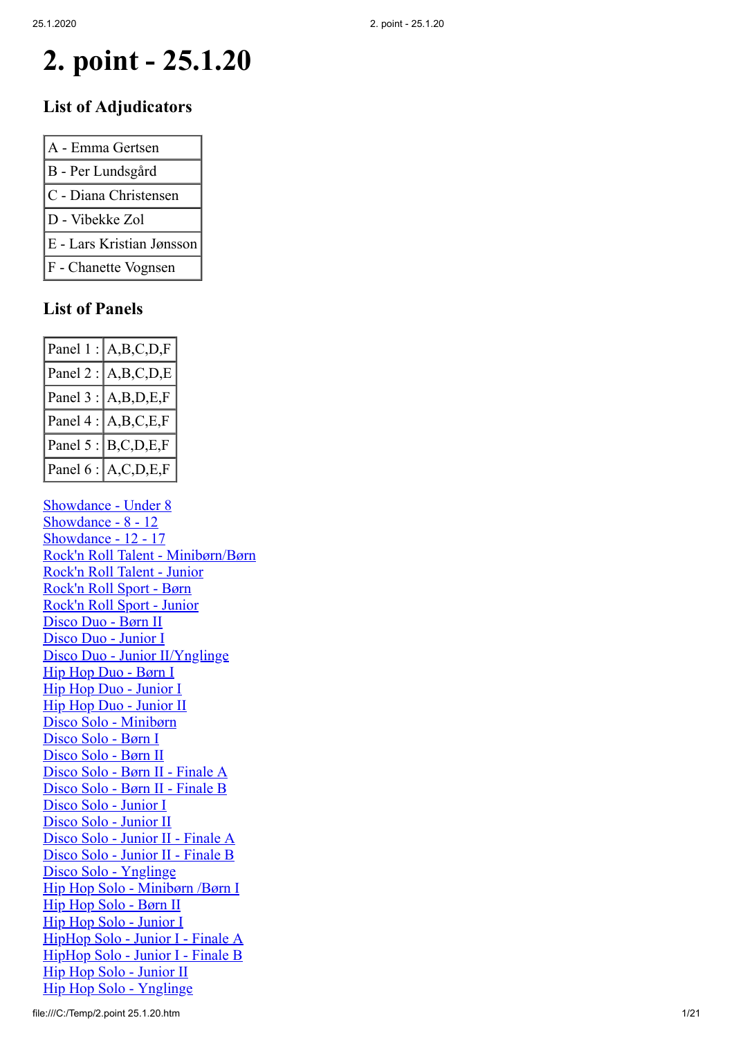# 2. point - 25.1.20

### List of Adjudicators

| |
|---|
| A - Emma Gertsen |
| B - Per Lundsgård |
| C - Diana Christensen |
| D - Vibekke Zol |
| E - Lars Kristian Jønsson |
| F - Chanette Vognsen |

### List of Panels

| | |
|---|---|
| Panel 1 : | A,B,C,D,F |
| Panel 2 : | A,B,C,D,E |
| Panel 3 : | A,B,D,E,F |
| Panel 4 : | A,B,C,E,F |
| Panel 5 : | B,C,D,E,F |
| Panel 6 : | A,C,D,E,F |

Showdance - Under 8
Showdance - 8 - 12
Showdance - 12 - 17
Rock'n Roll Talent - Minibørn/Børn
Rock'n Roll Talent - Junior
Rock'n Roll Sport - Børn
Rock'n Roll Sport - Junior
Disco Duo - Børn II
Disco Duo - Junior I
Disco Duo - Junior II/Ynglinge
Hip Hop Duo - Børn I
Hip Hop Duo - Junior I
Hip Hop Duo - Junior II
Disco Solo - Minibørn
Disco Solo - Børn I
Disco Solo - Børn II
Disco Solo - Børn II - Finale A
Disco Solo - Børn II - Finale B
Disco Solo - Junior I
Disco Solo - Junior II
Disco Solo - Junior II - Finale A
Disco Solo - Junior II - Finale B
Disco Solo - Ynglinge
Hip Hop Solo - Minibørn /Børn I
Hip Hop Solo - Børn II
Hip Hop Solo - Junior I
HipHop Solo - Junior I - Finale A
HipHop Solo - Junior I - Finale B
Hip Hop Solo - Junior II
Hip Hop Solo - Ynglinge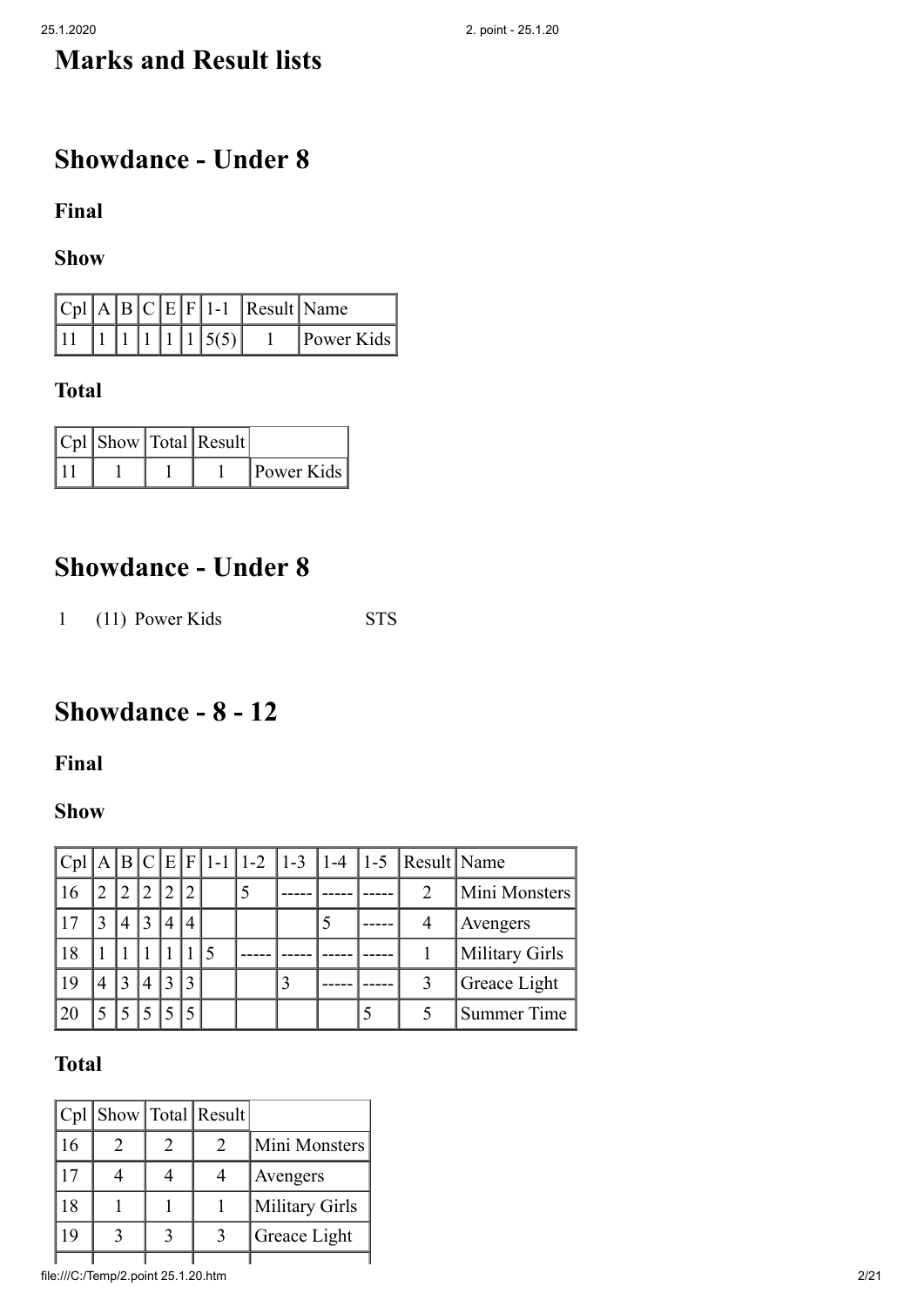# Marks and Result lists

## Showdance - Under 8

### Final

### Show

| Cpl | A | B | C | E | F | 1-1 | Result | Name |
|---|---|---|---|---|---|---|---|---|
| 11 | 1 | 1 | 1 | 1 | 1 | 5(5) | 1 | Power Kids |

### Total

| Cpl | Show | Total | Result | |
|---|---|---|---|---|
| 11 | 1 | 1 | 1 | Power Kids |

## Showdance - Under 8

1 (11) Power Kids STS

## Showdance - 8 - 12

### Final

### Show

| Cpl | A | B | C | E | F | 1-1 | 1-2 | 1-3 | 1-4 | 1-5 | Result | Name |
|---|---|---|---|---|---|---|---|---|---|---|---|---|
| 16 | 2 | 2 | 2 | 2 | 2 | | 5 | ----- | ----- | ----- | 2 | Mini Monsters |
| 17 | 3 | 4 | 3 | 4 | 4 | | | | 5 | ----- | 4 | Avengers |
| 18 | 1 | 1 | 1 | 1 | 1 | 5 | ----- | ----- | ----- | ----- | 1 | Military Girls |
| 19 | 4 | 3 | 4 | 3 | 3 | | | 3 | ----- | ----- | 3 | Greace Light |
| 20 | 5 | 5 | 5 | 5 | 5 | | | | | 5 | 5 | Summer Time |

### Total

| Cpl | Show | Total | Result | |
|---|---|---|---|---|
| 16 | 2 | 2 | 2 | Mini Monsters |
| 17 | 4 | 4 | 4 | Avengers |
| 18 | 1 | 1 | 1 | Military Girls |
| 19 | 3 | 3 | 3 | Greace Light |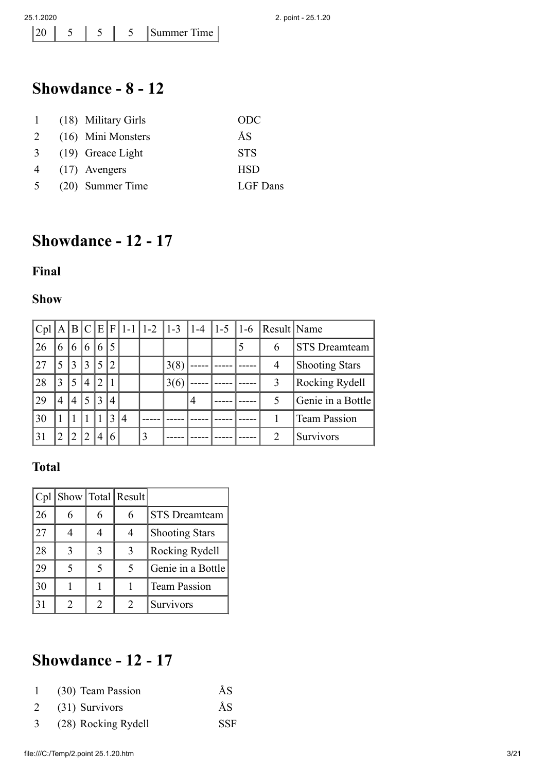| 20 | 5 | 5 | 5 | Summer Time |
|---|---|---|---|---|

## Showdance - 8 - 12

| | | | |
|---|---|---|---|
| 1 | (18) | Military Girls | ODC |
| 2 | (16) | Mini Monsters | ÅS |
| 3 | (19) | Greace Light | STS |
| 4 | (17) | Avengers | HSD |
| 5 | (20) | Summer Time | LGF Dans |

## Showdance - 12 - 17

### Final

### Show

| Cpl | A | B | C | E | F | 1-1 | 1-2 | 1-3 | 1-4 | 1-5 | 1-6 | Result | Name |
|---|---|---|---|---|---|---|---|---|---|---|---|---|---|
| 26 | 6 | 6 | 6 | 6 | 5 | | | | | | 5 | 6 | STS Dreamteam |
| 27 | 5 | 3 | 3 | 5 | 2 | | | 3(8) | ----- | ----- | ----- | 4 | Shooting Stars |
| 28 | 3 | 5 | 4 | 2 | 1 | | | 3(6) | ----- | ----- | ----- | 3 | Rocking Rydell |
| 29 | 4 | 4 | 5 | 3 | 4 | | | | 4 | ----- | ----- | 5 | Genie in a Bottle |
| 30 | 1 | 1 | 1 | 1 | 3 | 4 | ----- | ----- | ----- | ----- | ----- | 1 | Team Passion |
| 31 | 2 | 2 | 2 | 4 | 6 | | 3 | ----- | ----- | ----- | ----- | 2 | Survivors |

### Total

| Cpl | Show | Total | Result | |
|---|---|---|---|---|
| 26 | 6 | 6 | 6 | STS Dreamteam |
| 27 | 4 | 4 | 4 | Shooting Stars |
| 28 | 3 | 3 | 3 | Rocking Rydell |
| 29 | 5 | 5 | 5 | Genie in a Bottle |
| 30 | 1 | 1 | 1 | Team Passion |
| 31 | 2 | 2 | 2 | Survivors |

## Showdance - 12 - 17

| | | | |
|---|---|---|---|
| 1 | (30) | Team Passion | ÅS |
| 2 | (31) | Survivors | ÅS |
| 3 | (28) | Rocking Rydell | SSF |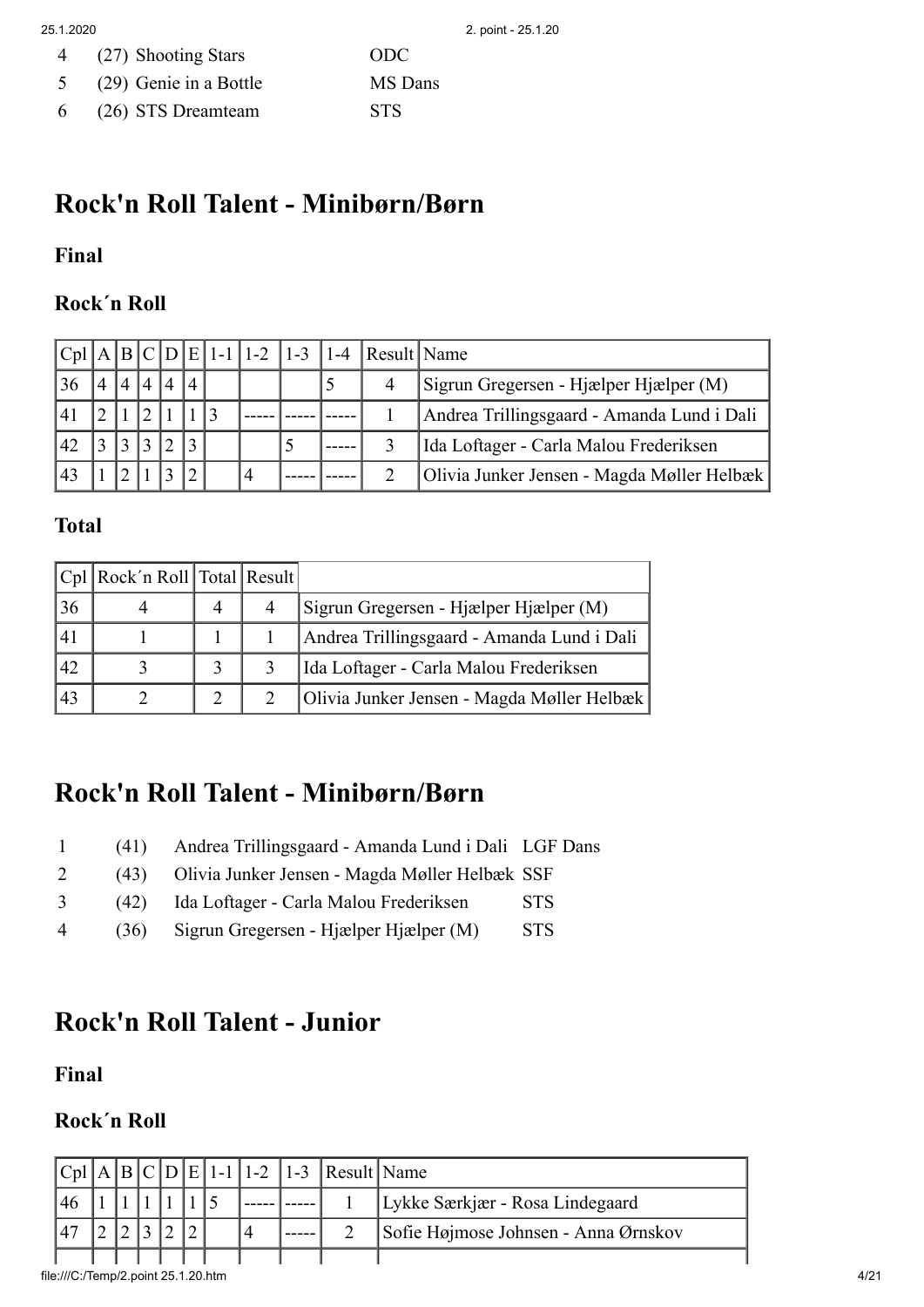4 (27) Shooting Stars ODC
5 (29) Genie in a Bottle MS Dans
6 (26) STS Dreamteam STS

## Rock'n Roll Talent - Minibørn/Børn

### Final

### Rock´n Roll

| Cpl | A | B | C | D | E | 1-1 | 1-2 | 1-3 | 1-4 | Result | Name |
|---|---|---|---|---|---|---|---|---|---|---|---|
| 36 | 4 | 4 | 4 | 4 | 4 | | | | 5 | 4 | Sigrun Gregersen - Hjælper Hjælper (M) |
| 41 | 2 | 1 | 2 | 1 | 1 | 3 | ----- | ----- | ----- | 1 | Andrea Trillingsgaard - Amanda Lund i Dali |
| 42 | 3 | 3 | 3 | 2 | 3 | | | 5 | ----- | 3 | Ida Loftager - Carla Malou Frederiksen |
| 43 | 1 | 2 | 1 | 3 | 2 | | 4 | ----- | ----- | 2 | Olivia Junker Jensen - Magda Møller Helbæk |

### Total

| Cpl | Rock´n Roll | Total | Result | |
|---|---|---|---|---|
| 36 | 4 | 4 | 4 | Sigrun Gregersen - Hjælper Hjælper (M) |
| 41 | 1 | 1 | 1 | Andrea Trillingsgaard - Amanda Lund i Dali |
| 42 | 3 | 3 | 3 | Ida Loftager - Carla Malou Frederiksen |
| 43 | 2 | 2 | 2 | Olivia Junker Jensen - Magda Møller Helbæk |

## Rock'n Roll Talent - Minibørn/Børn

1 (41) Andrea Trillingsgaard - Amanda Lund i Dali LGF Dans
2 (43) Olivia Junker Jensen - Magda Møller Helbæk SSF
3 (42) Ida Loftager - Carla Malou Frederiksen STS
4 (36) Sigrun Gregersen - Hjælper Hjælper (M) STS

## Rock'n Roll Talent - Junior

### Final

### Rock´n Roll

| Cpl | A | B | C | D | E | 1-1 | 1-2 | 1-3 | Result | Name |
|---|---|---|---|---|---|---|---|---|---|---|
| 46 | 1 | 1 | 1 | 1 | 1 | 5 | ----- | ----- | 1 | Lykke Særkjær - Rosa Lindegaard |
| 47 | 2 | 2 | 3 | 2 | 2 | | 4 | ----- | 2 | Sofie Højmose Johnsen - Anna Ørnskov |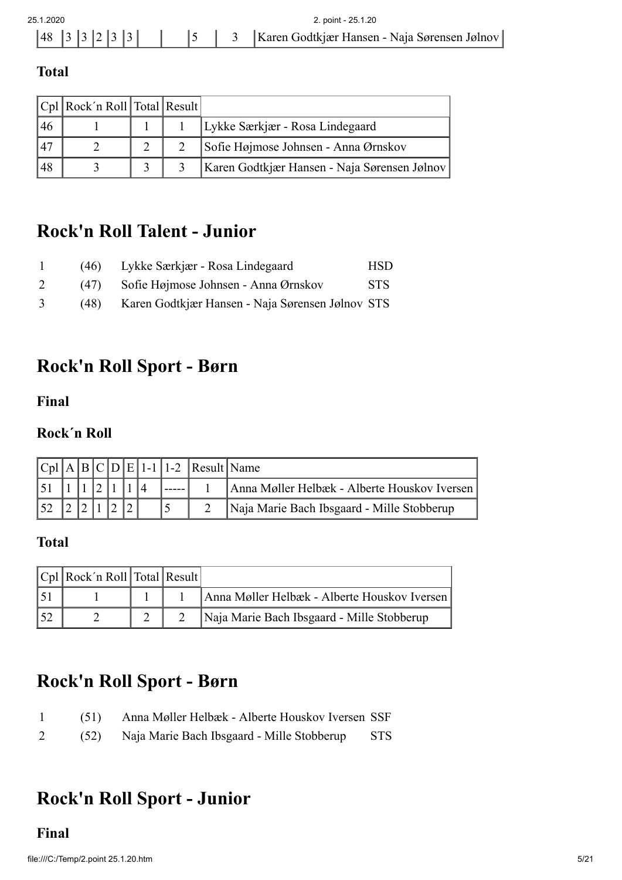| 48 | 3 | 3 | 2 | 3 | 3 | | | 5 | 3 | Karen Godtkjær Hansen - Naja Sørensen Jølnov |
|---|---|---|---|---|---|---|---|---|---|---|

### Total

| Cpl | Rock´n Roll | Total | Result | |
|---|---|---|---|---|
| 46 | 1 | 1 | 1 | Lykke Særkjær - Rosa Lindegaard |
| 47 | 2 | 2 | 2 | Sofie Højmose Johnsen - Anna Ørnskov |
| 48 | 3 | 3 | 3 | Karen Godtkjær Hansen - Naja Sørensen Jølnov |

## Rock'n Roll Talent - Junior

| | | | |
|---|---|---|---|
| 1 | (46) | Lykke Særkjær - Rosa Lindegaard | HSD |
| 2 | (47) | Sofie Højmose Johnsen - Anna Ørnskov | STS |
| 3 | (48) | Karen Godtkjær Hansen - Naja Sørensen Jølnov | STS |

## Rock'n Roll Sport - Børn

### Final

### Rock´n Roll

| Cpl | A | B | C | D | E | 1-1 | 1-2 | Result | Name |
|---|---|---|---|---|---|---|---|---|---|
| 51 | 1 | 1 | 2 | 1 | 1 | 4 | ----- | 1 | Anna Møller Helbæk - Alberte Houskov Iversen |
| 52 | 2 | 2 | 1 | 2 | 2 | | 5 | 2 | Naja Marie Bach Ibsgaard - Mille Stobberup |

### Total

| Cpl | Rock´n Roll | Total | Result | |
|---|---|---|---|---|
| 51 | 1 | 1 | 1 | Anna Møller Helbæk - Alberte Houskov Iversen |
| 52 | 2 | 2 | 2 | Naja Marie Bach Ibsgaard - Mille Stobberup |

## Rock'n Roll Sport - Børn

| | | | |
|---|---|---|---|
| 1 | (51) | Anna Møller Helbæk - Alberte Houskov Iversen | SSF |
| 2 | (52) | Naja Marie Bach Ibsgaard - Mille Stobberup | STS |

## Rock'n Roll Sport - Junior

### Final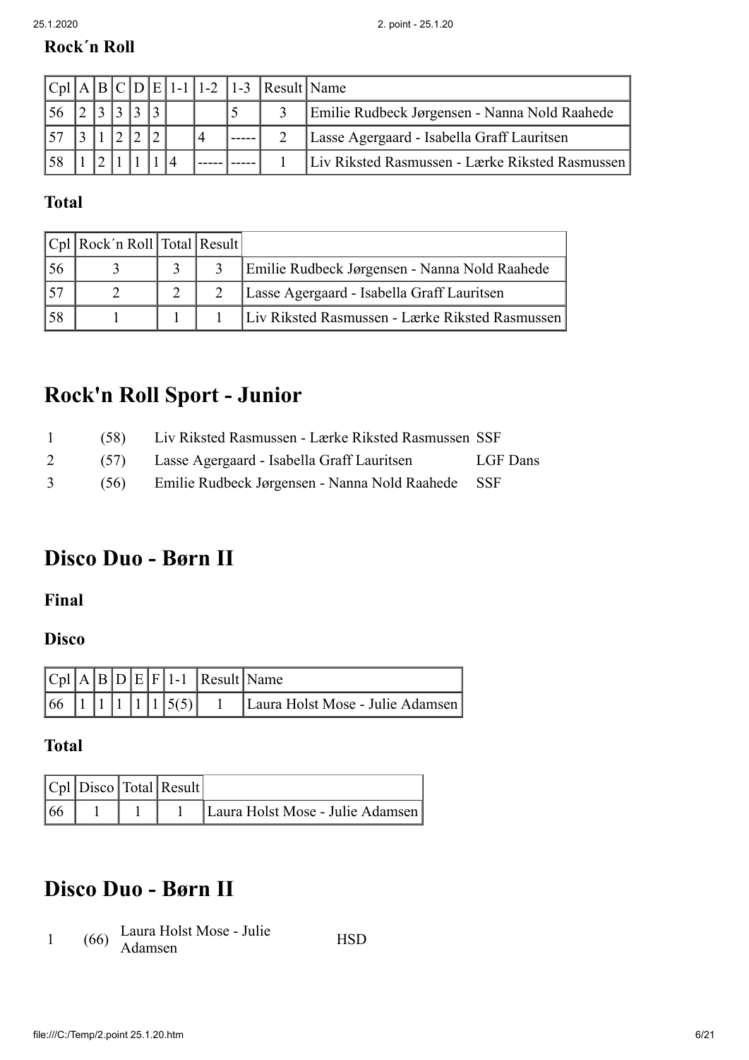### Rock´n Roll

| Cpl | A | B | C | D | E | 1-1 | 1-2 | 1-3 | Result | Name |
|---|---|---|---|---|---|---|---|---|---|---|
| 56 | 2 | 3 | 3 | 3 | 3 | | | 5 | 3 | Emilie Rudbeck Jørgensen - Nanna Nold Raahede |
| 57 | 3 | 1 | 2 | 2 | 2 | | 4 | ----- | 2 | Lasse Agergaard - Isabella Graff Lauritsen |
| 58 | 1 | 2 | 1 | 1 | 1 | 4 | ----- | ----- | 1 | Liv Riksted Rasmussen - Lærke Riksted Rasmussen |

### Total

| Cpl | Rock´n Roll | Total | Result | |
|---|---|---|---|---|
| 56 | 3 | 3 | 3 | Emilie Rudbeck Jørgensen - Nanna Nold Raahede |
| 57 | 2 | 2 | 2 | Lasse Agergaard - Isabella Graff Lauritsen |
| 58 | 1 | 1 | 1 | Liv Riksted Rasmussen - Lærke Riksted Rasmussen |

## Rock'n Roll Sport - Junior

| | | | |
|---|---|---|---|
| 1 | (58) | Liv Riksted Rasmussen - Lærke Riksted Rasmussen | SSF |
| 2 | (57) | Lasse Agergaard - Isabella Graff Lauritsen | LGF Dans |
| 3 | (56) | Emilie Rudbeck Jørgensen - Nanna Nold Raahede | SSF |

## Disco Duo - Børn II

### Final

### Disco

| Cpl | A | B | D | E | F | 1-1 | Result | Name |
|---|---|---|---|---|---|---|---|---|
| 66 | 1 | 1 | 1 | 1 | 1 | 5(5) | 1 | Laura Holst Mose - Julie Adamsen |

### Total

| Cpl | Disco | Total | Result | |
|---|---|---|---|---|
| 66 | 1 | 1 | 1 | Laura Holst Mose - Julie Adamsen |

## Disco Duo - Børn II

| | | | |
|---|---|---|---|
| 1 | (66) | Laura Holst Mose - Julie Adamsen | HSD |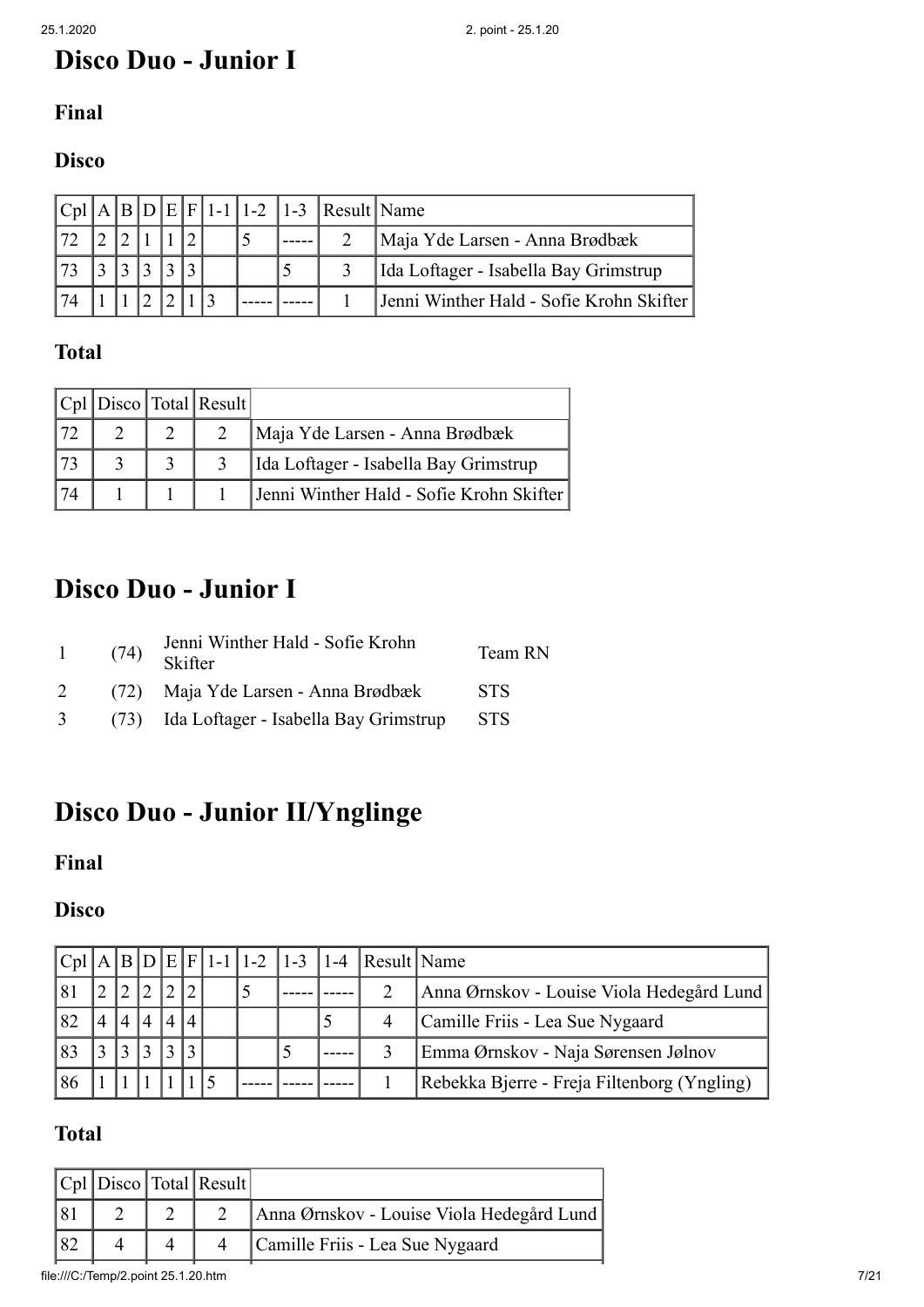# Disco Duo - Junior I

### Final

### Disco

| Cpl | A | B | D | E | F | 1-1 | 1-2 | 1-3 | Result | Name |
|---|---|---|---|---|---|---|---|---|---|---|
| 72 | 2 | 2 | 1 | 1 | 2 | | 5 | ----- | 2 | Maja Yde Larsen - Anna Brødbæk |
| 73 | 3 | 3 | 3 | 3 | 3 | | | 5 | 3 | Ida Loftager - Isabella Bay Grimstrup |
| 74 | 1 | 1 | 2 | 2 | 1 | 3 | ----- | ----- | 1 | Jenni Winther Hald - Sofie Krohn Skifter |

### Total

| Cpl | Disco | Total | Result | |
|---|---|---|---|---|
| 72 | 2 | 2 | 2 | Maja Yde Larsen - Anna Brødbæk |
| 73 | 3 | 3 | 3 | Ida Loftager - Isabella Bay Grimstrup |
| 74 | 1 | 1 | 1 | Jenni Winther Hald - Sofie Krohn Skifter |

# Disco Duo - Junior I

| | | | |
|---|---|---|---|
| 1 | (74) | Jenni Winther Hald - Sofie Krohn Skifter | Team RN |
| 2 | (72) | Maja Yde Larsen - Anna Brødbæk | STS |
| 3 | (73) | Ida Loftager - Isabella Bay Grimstrup | STS |

# Disco Duo - Junior II/Ynglinge

### Final

### Disco

| Cpl | A | B | D | E | F | 1-1 | 1-2 | 1-3 | 1-4 | Result | Name |
|---|---|---|---|---|---|---|---|---|---|---|---|
| 81 | 2 | 2 | 2 | 2 | 2 | | 5 | ----- | ----- | 2 | Anna Ørnskov - Louise Viola Hedegård Lund |
| 82 | 4 | 4 | 4 | 4 | 4 | | | | 5 | 4 | Camille Friis - Lea Sue Nygaard |
| 83 | 3 | 3 | 3 | 3 | 3 | | | 5 | ----- | 3 | Emma Ørnskov - Naja Sørensen Jølnov |
| 86 | 1 | 1 | 1 | 1 | 1 | 5 | ----- | ----- | ----- | 1 | Rebekka Bjerre - Freja Filtenborg (Yngling) |

### Total

| Cpl | Disco | Total | Result | |
|---|---|---|---|---|
| 81 | 2 | 2 | 2 | Anna Ørnskov - Louise Viola Hedegård Lund |
| 82 | 4 | 4 | 4 | Camille Friis - Lea Sue Nygaard |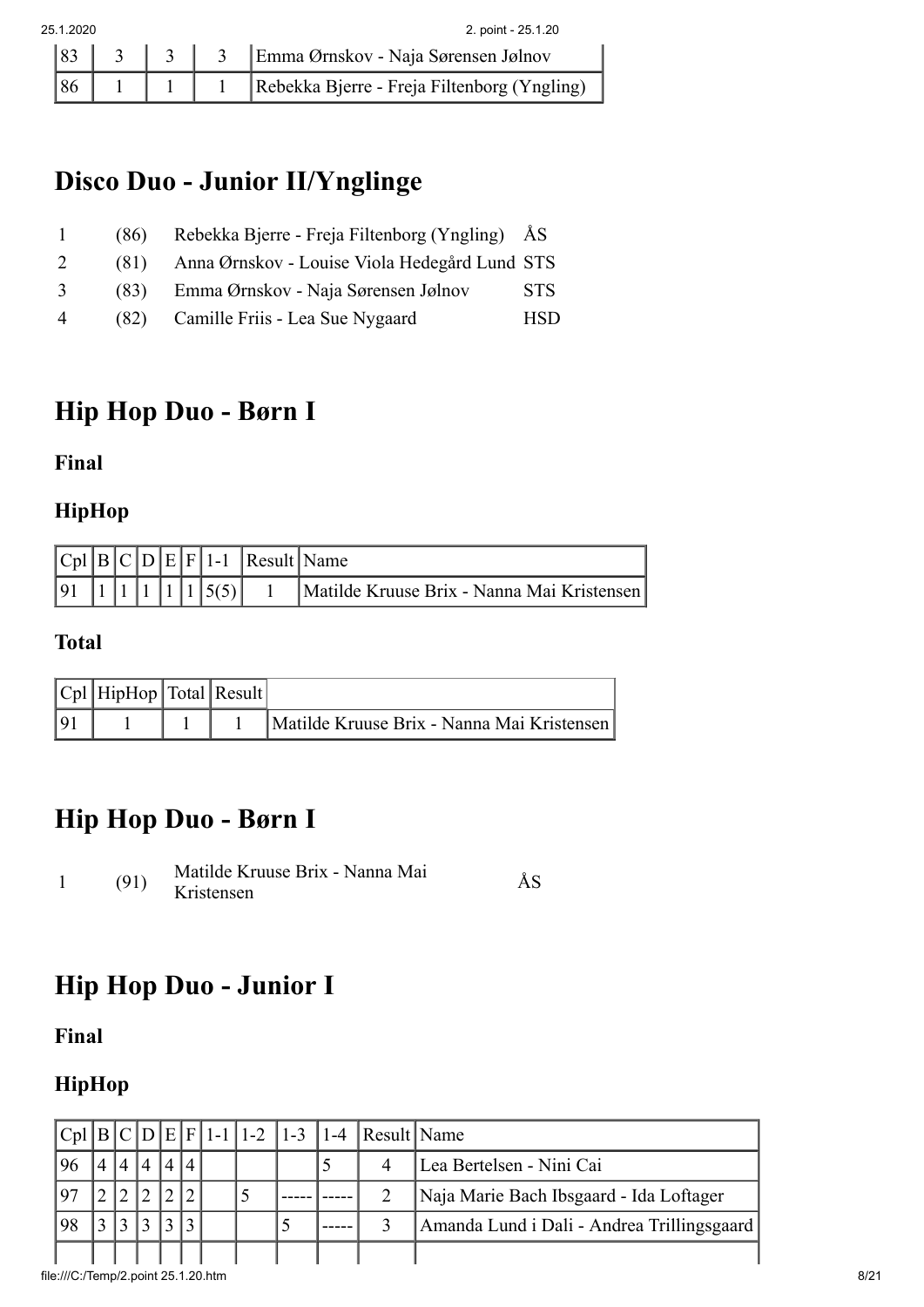| 83 | 3 | 3 | 3 | Emma Ørnskov - Naja Sørensen Jølnov |
|---|---|---|---|---|
| 86 | 1 | 1 | 1 | Rebekka Bjerre - Freja Filtenborg (Yngling) |

# Disco Duo - Junior II/Ynglinge

| | | | |
|---|---|---|---|
| 1 | (86) | Rebekka Bjerre - Freja Filtenborg (Yngling) | ÅS |
| 2 | (81) | Anna Ørnskov - Louise Viola Hedegård Lund | STS |
| 3 | (83) | Emma Ørnskov - Naja Sørensen Jølnov | STS |
| 4 | (82) | Camille Friis - Lea Sue Nygaard | HSD |

# Hip Hop Duo - Børn I

### Final

### HipHop

| Cpl | B | C | D | E | F | 1-1 | Result | Name |
|---|---|---|---|---|---|---|---|---|
| 91 | 1 | 1 | 1 | 1 | 1 | 5(5) | 1 | Matilde Kruuse Brix - Nanna Mai Kristensen |

### Total

| Cpl | HipHop | Total | Result | |
|---|---|---|---|---|
| 91 | 1 | 1 | 1 | Matilde Kruuse Brix - Nanna Mai Kristensen |

# Hip Hop Duo - Børn I

| | | | |
|---|---|---|---|
| 1 | (91) | Matilde Kruuse Brix - Nanna Mai Kristensen | ÅS |

# Hip Hop Duo - Junior I

### Final

### HipHop

| Cpl | B | C | D | E | F | 1-1 | 1-2 | 1-3 | 1-4 | Result | Name |
|---|---|---|---|---|---|---|---|---|---|---|---|
| 96 | 4 | 4 | 4 | 4 | 4 | | | | 5 | 4 | Lea Bertelsen - Nini Cai |
| 97 | 2 | 2 | 2 | 2 | 2 | | 5 | ----- | ----- | 2 | Naja Marie Bach Ibsgaard - Ida Loftager |
| 98 | 3 | 3 | 3 | 3 | 3 | | | 5 | ----- | 3 | Amanda Lund i Dali - Andrea Trillingsgaard |
| | | | | | | | | | | | |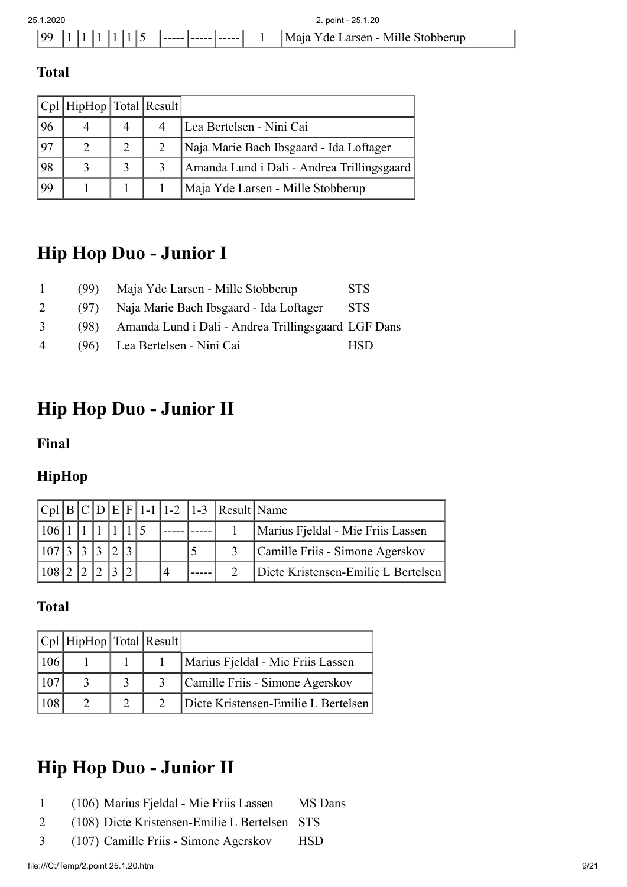| 99 | 1 | 1 | 1 | 1 | 1 | 5 | ----- | ----- | ----- | 1 | Maja Yde Larsen - Mille Stobberup |
|---|---|---|---|---|---|---|---|---|---|---|---|

### Total

| Cpl | HipHop | Total | Result | |
|---|---|---|---|---|
| 96 | 4 | 4 | 4 | Lea Bertelsen - Nini Cai |
| 97 | 2 | 2 | 2 | Naja Marie Bach Ibsgaard - Ida Loftager |
| 98 | 3 | 3 | 3 | Amanda Lund i Dali - Andrea Trillingsgaard |
| 99 | 1 | 1 | 1 | Maja Yde Larsen - Mille Stobberup |

## Hip Hop Duo - Junior I

| | | | |
|---|---|---|---|
| 1 | (99) | Maja Yde Larsen - Mille Stobberup | STS |
| 2 | (97) | Naja Marie Bach Ibsgaard - Ida Loftager | STS |
| 3 | (98) | Amanda Lund i Dali - Andrea Trillingsgaard | LGF Dans |
| 4 | (96) | Lea Bertelsen - Nini Cai | HSD |

## Hip Hop Duo - Junior II

### Final

### HipHop

| Cpl | B | C | D | E | F | 1-1 | 1-2 | 1-3 | Result | Name |
|---|---|---|---|---|---|---|---|---|---|---|
| 106 | 1 | 1 | 1 | 1 | 1 | 5 | ----- | ----- | 1 | Marius Fjeldal - Mie Friis Lassen |
| 107 | 3 | 3 | 3 | 2 | 3 | | | 5 | 3 | Camille Friis - Simone Agerskov |
| 108 | 2 | 2 | 2 | 3 | 2 | | 4 | ----- | 2 | Dicte Kristensen-Emilie L Bertelsen |

### Total

| Cpl | HipHop | Total | Result | |
|---|---|---|---|---|
| 106 | 1 | 1 | 1 | Marius Fjeldal - Mie Friis Lassen |
| 107 | 3 | 3 | 3 | Camille Friis - Simone Agerskov |
| 108 | 2 | 2 | 2 | Dicte Kristensen-Emilie L Bertelsen |

## Hip Hop Duo - Junior II

| | | | |
|---|---|---|---|
| 1 | (106) | Marius Fjeldal - Mie Friis Lassen | MS Dans |
| 2 | (108) | Dicte Kristensen-Emilie L Bertelsen | STS |
| 3 | (107) | Camille Friis - Simone Agerskov | HSD |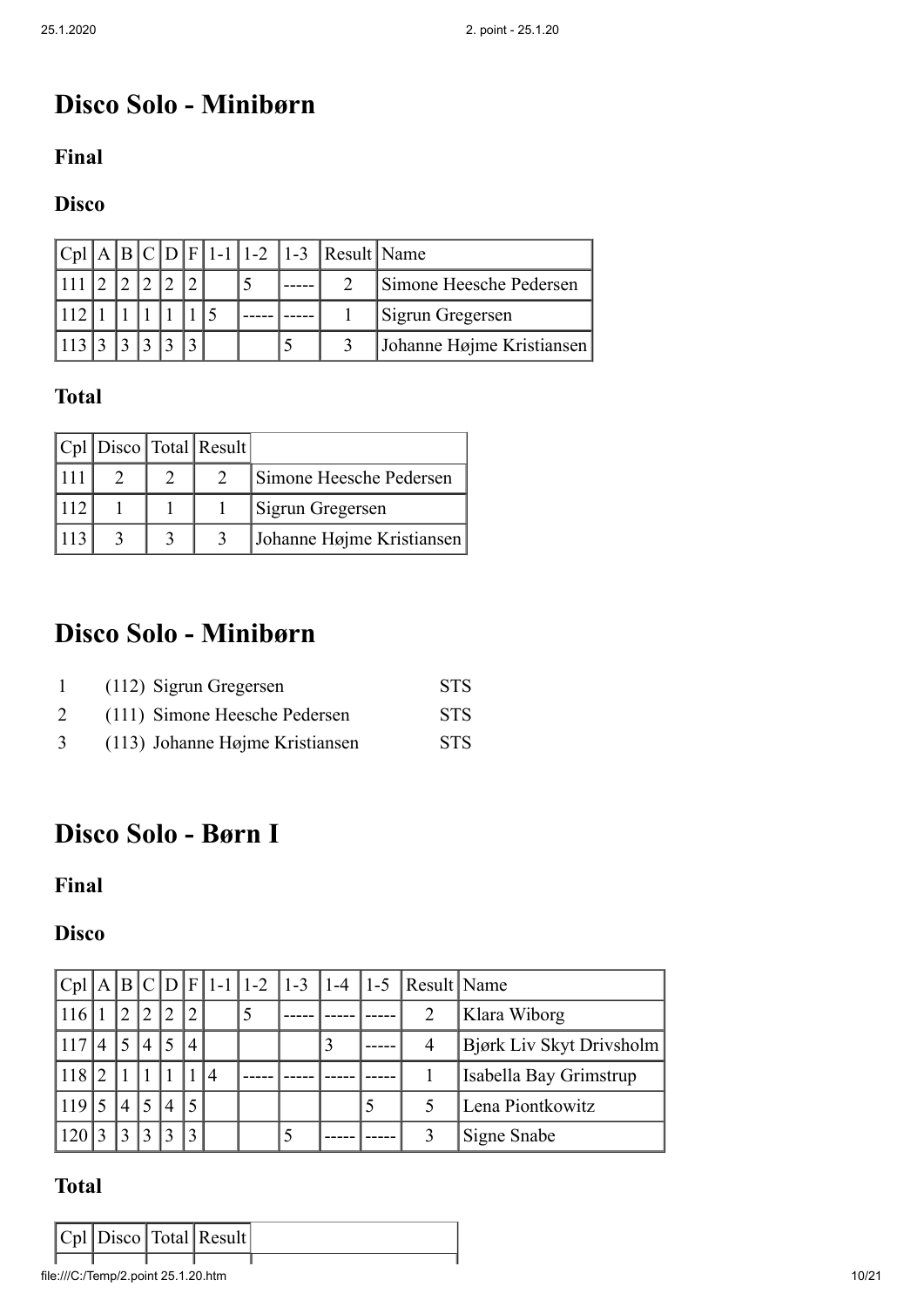# Disco Solo - Minibørn

## Final

## Disco

| Cpl | A | B | C | D | F | 1-1 | 1-2 | 1-3 | Result | Name |
|---|---|---|---|---|---|---|---|---|---|---|
| 111 | 2 | 2 | 2 | 2 | 2 | | 5 | ----- | 2 | Simone Heesche Pedersen |
| 112 | 1 | 1 | 1 | 1 | 1 | 5 | ----- | ----- | 1 | Sigrun Gregersen |
| 113 | 3 | 3 | 3 | 3 | 3 | | | 5 | 3 | Johanne Højme Kristiansen |

## Total

| Cpl | Disco | Total | Result | |
|---|---|---|---|---|
| 111 | 2 | 2 | 2 | Simone Heesche Pedersen |
| 112 | 1 | 1 | 1 | Sigrun Gregersen |
| 113 | 3 | 3 | 3 | Johanne Højme Kristiansen |

# Disco Solo - Minibørn

| | | |
|---|---|---|
| 1 | (112) Sigrun Gregersen | STS |
| 2 | (111) Simone Heesche Pedersen | STS |
| 3 | (113) Johanne Højme Kristiansen | STS |

# Disco Solo - Børn I

## Final

## Disco

| Cpl | A | B | C | D | F | 1-1 | 1-2 | 1-3 | 1-4 | 1-5 | Result | Name |
|---|---|---|---|---|---|---|---|---|---|---|---|---|
| 116 | 1 | 2 | 2 | 2 | 2 | | 5 | ----- | ----- | ----- | 2 | Klara Wiborg |
| 117 | 4 | 5 | 4 | 5 | 4 | | | | 3 | ----- | 4 | Bjørk Liv Skyt Drivsholm |
| 118 | 2 | 1 | 1 | 1 | 1 | 4 | ----- | ----- | ----- | ----- | 1 | Isabella Bay Grimstrup |
| 119 | 5 | 4 | 5 | 4 | 5 | | | | | 5 | 5 | Lena Piontkowitz |
| 120 | 3 | 3 | 3 | 3 | 3 | | | 5 | ----- | ----- | 3 | Signe Snabe |

## Total

| Cpl | Disco | Total | Result | |
|---|---|---|---|---|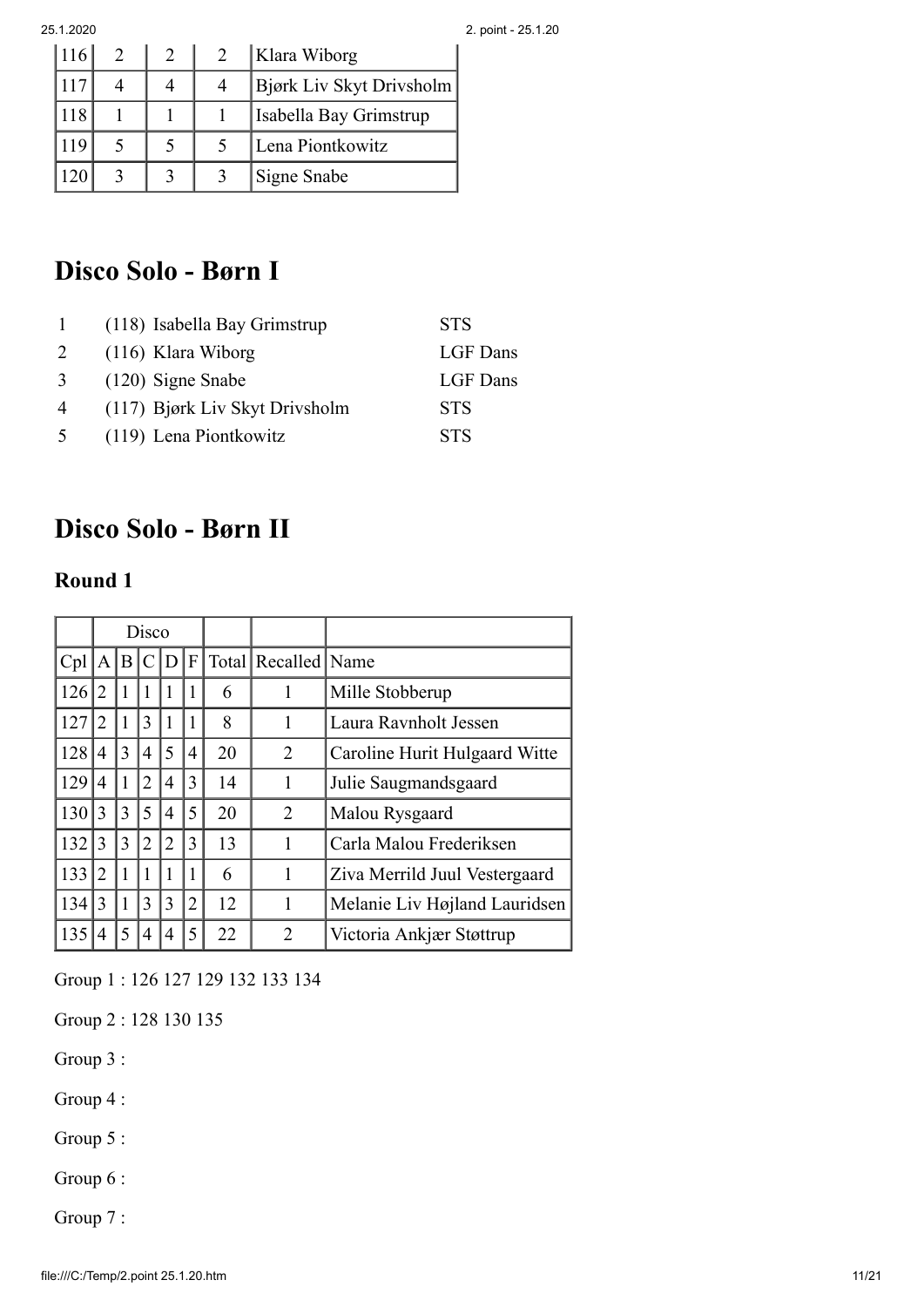| | | | | |
|---|---|---|---|---|
| 116 | 2 | 2 | 2 | Klara Wiborg |
| 117 | 4 | 4 | 4 | Bjørk Liv Skyt Drivsholm |
| 118 | 1 | 1 | 1 | Isabella Bay Grimstrup |
| 119 | 5 | 5 | 5 | Lena Piontkowitz |
| 120 | 3 | 3 | 3 | Signe Snabe |

# Disco Solo - Børn I

| | | |
|---|---|---|
| 1 | (118) Isabella Bay Grimstrup | STS |
| 2 | (116) Klara Wiborg | LGF Dans |
| 3 | (120) Signe Snabe | LGF Dans |
| 4 | (117) Bjørk Liv Skyt Drivsholm | STS |
| 5 | (119) Lena Piontkowitz | STS |

# Disco Solo - Børn II

## Round 1

| | Disco | | | | | | | |
|---|---|---|---|---|---|---|---|---|
| Cpl | A | B | C | D | F | Total | Recalled | Name |
| 126 | 2 | 1 | 1 | 1 | 1 | 6 | 1 | Mille Stobberup |
| 127 | 2 | 1 | 3 | 1 | 1 | 8 | 1 | Laura Ravnholt Jessen |
| 128 | 4 | 3 | 4 | 5 | 4 | 20 | 2 | Caroline Hurit Hulgaard Witte |
| 129 | 4 | 1 | 2 | 4 | 3 | 14 | 1 | Julie Saugmandsgaard |
| 130 | 3 | 3 | 5 | 4 | 5 | 20 | 2 | Malou Rysgaard |
| 132 | 3 | 3 | 2 | 2 | 3 | 13 | 1 | Carla Malou Frederiksen |
| 133 | 2 | 1 | 1 | 1 | 1 | 6 | 1 | Ziva Merrild Juul Vestergaard |
| 134 | 3 | 1 | 3 | 3 | 2 | 12 | 1 | Melanie Liv Højland Lauridsen |
| 135 | 4 | 5 | 4 | 4 | 5 | 22 | 2 | Victoria Ankjær Støttrup |

Group 1 : 126 127 129 132 133 134

Group 2 : 128 130 135

Group 3 :

Group 4 :

Group 5 :

Group 6 :

Group 7 :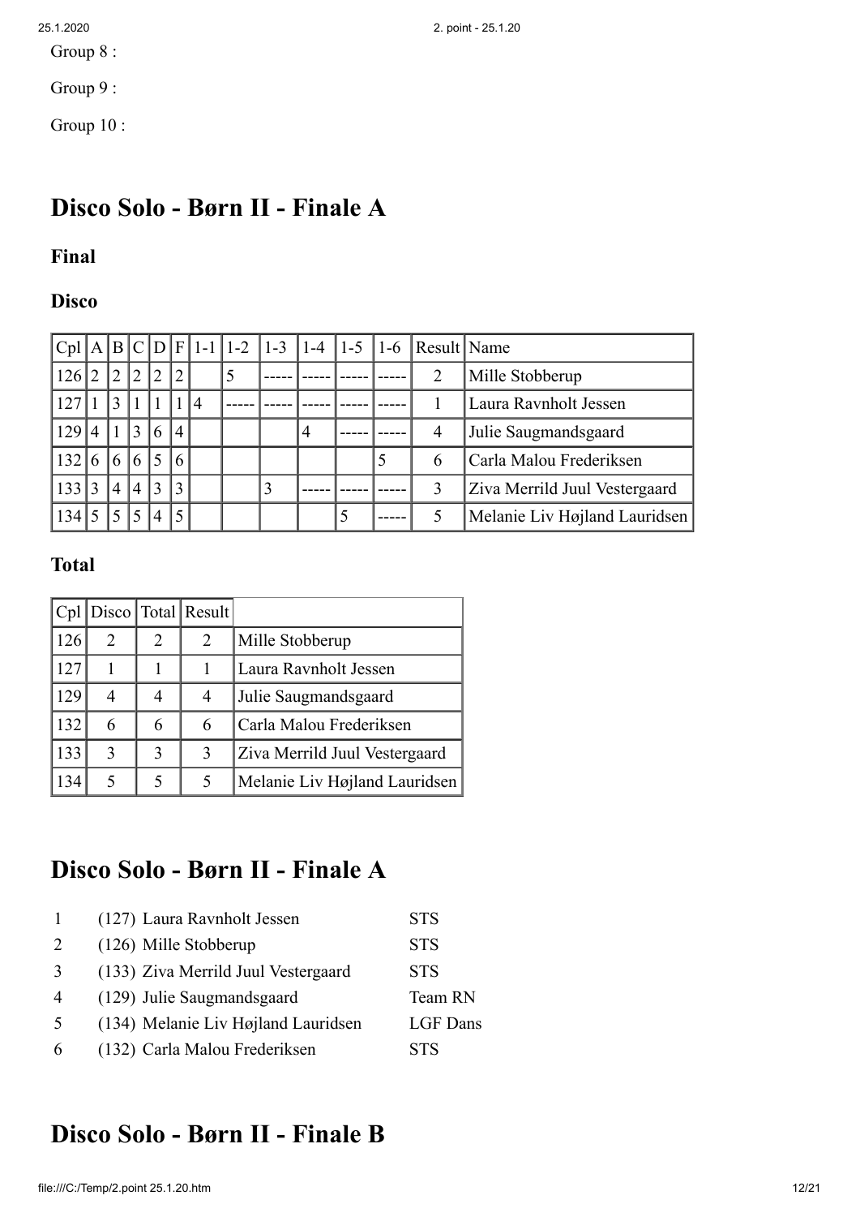Group 8 :

Group 9 :

Group 10 :

## Disco Solo - Børn II - Finale A

### Final

### Disco

| Cpl | A | B | C | D | F | 1-1 | 1-2 | 1-3 | 1-4 | 1-5 | 1-6 | Result | Name |
|---|---|---|---|---|---|---|---|---|---|---|---|---|---|
| 126 | 2 | 2 | 2 | 2 | 2 | | 5 | ----- | ----- | ----- | ----- | 2 | Mille Stobberup |
| 127 | 1 | 3 | 1 | 1 | 1 | 4 | ----- | ----- | ----- | ----- | ----- | 1 | Laura Ravnholt Jessen |
| 129 | 4 | 1 | 3 | 6 | 4 | | | | 4 | ----- | ----- | 4 | Julie Saugmandsgaard |
| 132 | 6 | 6 | 6 | 5 | 6 | | | | | | 5 | 6 | Carla Malou Frederiksen |
| 133 | 3 | 4 | 4 | 3 | 3 | | | 3 | ----- | ----- | ----- | 3 | Ziva Merrild Juul Vestergaard |
| 134 | 5 | 5 | 5 | 4 | 5 | | | | | 5 | ----- | 5 | Melanie Liv Højland Lauridsen |

### Total

| Cpl | Disco | Total | Result | |
|---|---|---|---|---|
| 126 | 2 | 2 | 2 | Mille Stobberup |
| 127 | 1 | 1 | 1 | Laura Ravnholt Jessen |
| 129 | 4 | 4 | 4 | Julie Saugmandsgaard |
| 132 | 6 | 6 | 6 | Carla Malou Frederiksen |
| 133 | 3 | 3 | 3 | Ziva Merrild Juul Vestergaard |
| 134 | 5 | 5 | 5 | Melanie Liv Højland Lauridsen |

## Disco Solo - Børn II - Finale A

| | | |
|---|---|---|
| 1 | (127) Laura Ravnholt Jessen | STS |
| 2 | (126) Mille Stobberup | STS |
| 3 | (133) Ziva Merrild Juul Vestergaard | STS |
| 4 | (129) Julie Saugmandsgaard | Team RN |
| 5 | (134) Melanie Liv Højland Lauridsen | LGF Dans |
| 6 | (132) Carla Malou Frederiksen | STS |

## Disco Solo - Børn II - Finale B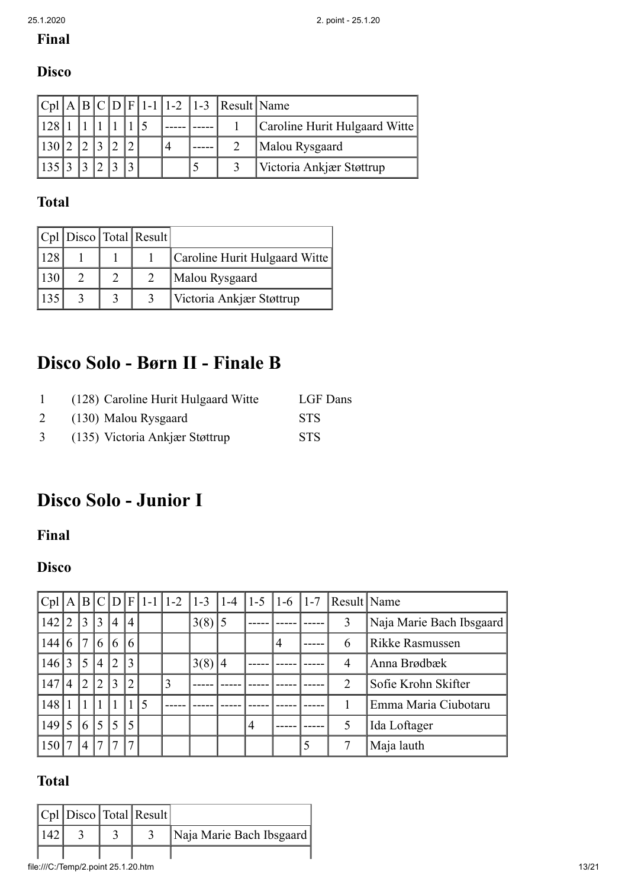### Final

### Disco

| Cpl | A | B | C | D | F | 1-1 | 1-2 | 1-3 | Result | Name |
|---|---|---|---|---|---|---|---|---|---|---|
| 128 | 1 | 1 | 1 | 1 | 1 | 5 | ----- | ----- | 1 | Caroline Hurit Hulgaard Witte |
| 130 | 2 | 2 | 3 | 2 | 2 | | 4 | ----- | 2 | Malou Rysgaard |
| 135 | 3 | 3 | 2 | 3 | 3 | | | 5 | 3 | Victoria Ankjær Støttrup |

### Total

| Cpl | Disco | Total | Result | |
|---|---|---|---|---|
| 128 | 1 | 1 | 1 | Caroline Hurit Hulgaard Witte |
| 130 | 2 | 2 | 2 | Malou Rysgaard |
| 135 | 3 | 3 | 3 | Victoria Ankjær Støttrup |

## Disco Solo - Børn II - Finale B

| | | |
|---|---|---|
| 1 | (128) Caroline Hurit Hulgaard Witte | LGF Dans |
| 2 | (130) Malou Rysgaard | STS |
| 3 | (135) Victoria Ankjær Støttrup | STS |

## Disco Solo - Junior I

### Final

### Disco

| Cpl | A | B | C | D | F | 1-1 | 1-2 | 1-3 | 1-4 | 1-5 | 1-6 | 1-7 | Result | Name |
|---|---|---|---|---|---|---|---|---|---|---|---|---|---|---|
| 142 | 2 | 3 | 3 | 4 | 4 | | | 3(8) | 5 | ----- | ----- | ----- | 3 | Naja Marie Bach Ibsgaard |
| 144 | 6 | 7 | 6 | 6 | 6 | | | | | | 4 | ----- | 6 | Rikke Rasmussen |
| 146 | 3 | 5 | 4 | 2 | 3 | | | 3(8) | 4 | ----- | ----- | ----- | 4 | Anna Brødbæk |
| 147 | 4 | 2 | 2 | 3 | 2 | | 3 | ----- | ----- | ----- | ----- | ----- | 2 | Sofie Krohn Skifter |
| 148 | 1 | 1 | 1 | 1 | 1 | 5 | ----- | ----- | ----- | ----- | ----- | ----- | 1 | Emma Maria Ciubotaru |
| 149 | 5 | 6 | 5 | 5 | 5 | | | | | 4 | ----- | ----- | 5 | Ida Loftager |
| 150 | 7 | 4 | 7 | 7 | 7 | | | | | | | 5 | 7 | Maja lauth |

### Total

| Cpl | Disco | Total | Result | |
|---|---|---|---|---|
| 142 | 3 | 3 | 3 | Naja Marie Bach Ibsgaard |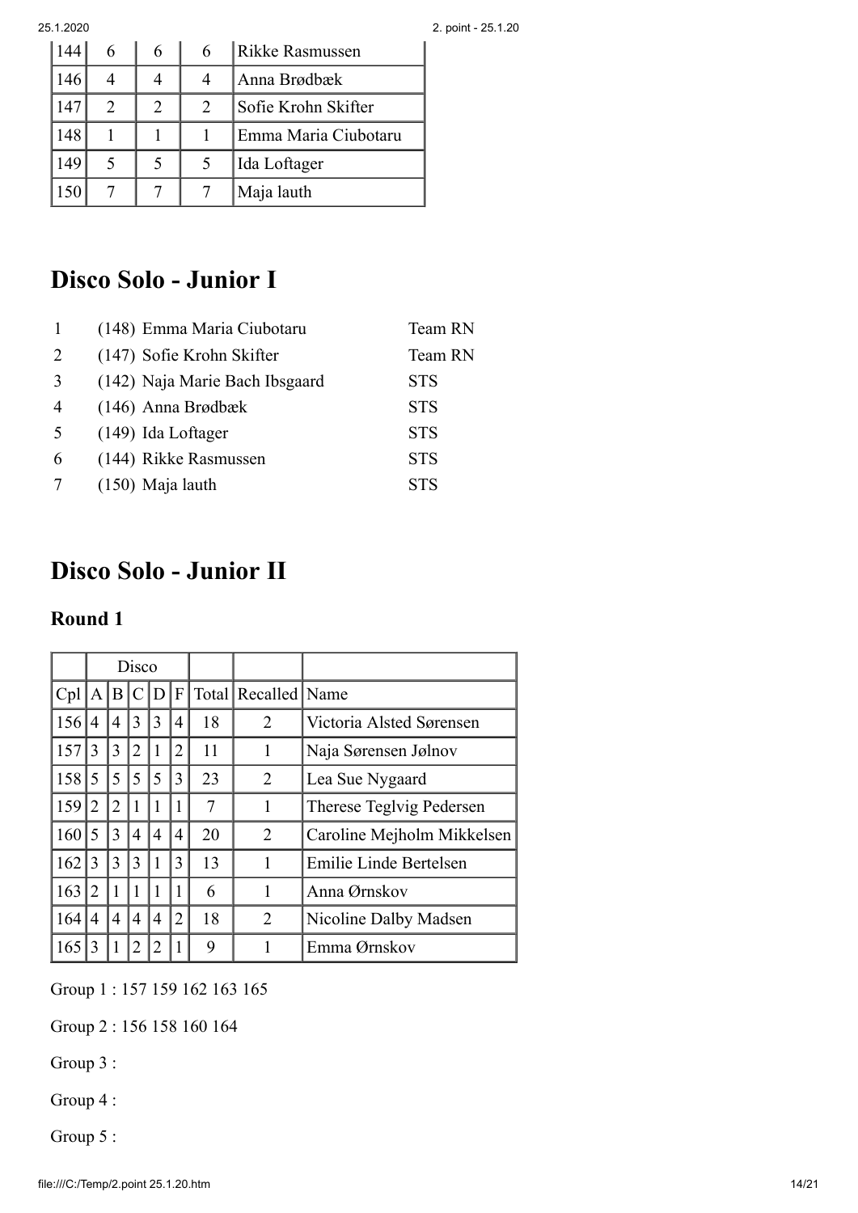| 144 | 6 | 6 | 6 | Rikke Rasmussen |
|---|---|---|---|---|
| 146 | 4 | 4 | 4 | Anna Brødbæk |
| 147 | 2 | 2 | 2 | Sofie Krohn Skifter |
| 148 | 1 | 1 | 1 | Emma Maria Ciubotaru |
| 149 | 5 | 5 | 5 | Ida Loftager |
| 150 | 7 | 7 | 7 | Maja lauth |

## Disco Solo - Junior I

| | | |
|---|---|---|
| 1 | (148) Emma Maria Ciubotaru | Team RN |
| 2 | (147) Sofie Krohn Skifter | Team RN |
| 3 | (142) Naja Marie Bach Ibsgaard | STS |
| 4 | (146) Anna Brødbæk | STS |
| 5 | (149) Ida Loftager | STS |
| 6 | (144) Rikke Rasmussen | STS |
| 7 | (150) Maja lauth | STS |

## Disco Solo - Junior II

### Round 1

| | Disco | | | | | | | |
|---|---|---|---|---|---|---|---|---|
| Cpl | A | B | C | D | F | Total | Recalled | Name |
| 156 | 4 | 4 | 3 | 3 | 4 | 18 | 2 | Victoria Alsted Sørensen |
| 157 | 3 | 3 | 2 | 1 | 2 | 11 | 1 | Naja Sørensen Jølnov |
| 158 | 5 | 5 | 5 | 5 | 3 | 23 | 2 | Lea Sue Nygaard |
| 159 | 2 | 2 | 1 | 1 | 1 | 7 | 1 | Therese Teglvig Pedersen |
| 160 | 5 | 3 | 4 | 4 | 4 | 20 | 2 | Caroline Mejholm Mikkelsen |
| 162 | 3 | 3 | 3 | 1 | 3 | 13 | 1 | Emilie Linde Bertelsen |
| 163 | 2 | 1 | 1 | 1 | 1 | 6 | 1 | Anna Ørnskov |
| 164 | 4 | 4 | 4 | 4 | 2 | 18 | 2 | Nicoline Dalby Madsen |
| 165 | 3 | 1 | 2 | 2 | 1 | 9 | 1 | Emma Ørnskov |

Group 1 : 157 159 162 163 165

Group 2 : 156 158 160 164

Group 3 :

Group 4 :

Group 5 :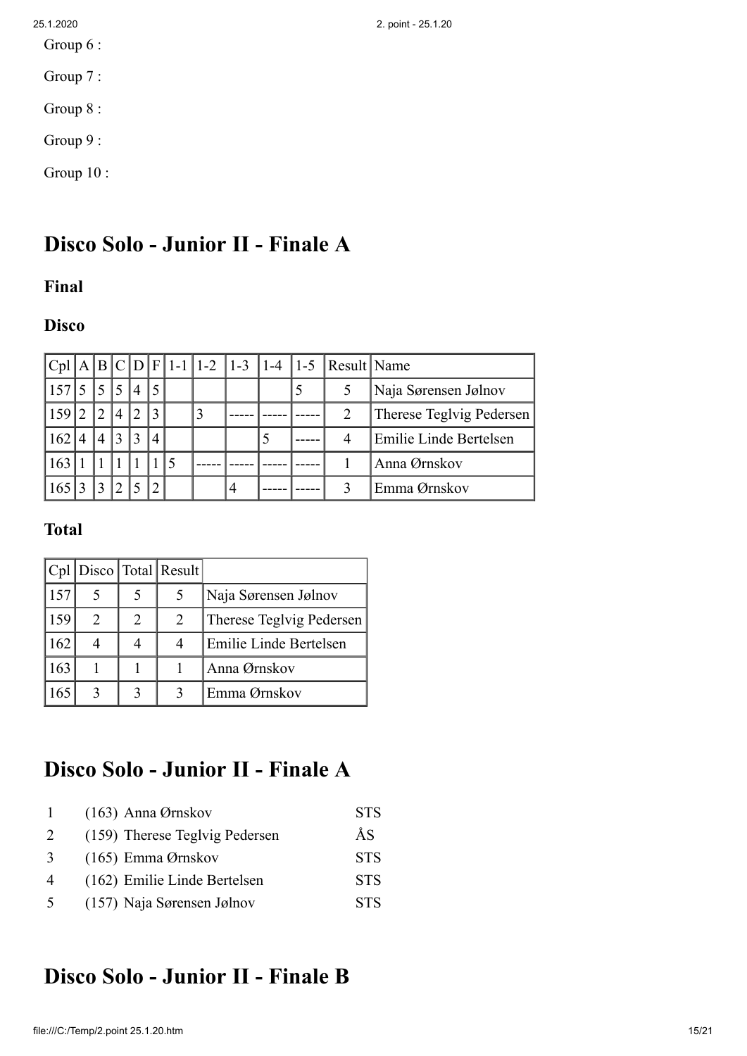Group 6 :

Group 7 :

Group 8 :

Group 9 :

Group 10 :

# Disco Solo - Junior II - Finale A

### Final

### Disco

| Cpl | A | B | C | D | F | 1-1 | 1-2 | 1-3 | 1-4 | 1-5 | Result | Name |
|---|---|---|---|---|---|---|---|---|---|---|---|---|
| 157 | 5 | 5 | 5 | 4 | 5 | | | | | 5 | 5 | Naja Sørensen Jølnov |
| 159 | 2 | 2 | 4 | 2 | 3 | | 3 | ----- | ----- | ----- | 2 | Therese Teglvig Pedersen |
| 162 | 4 | 4 | 3 | 3 | 4 | | | | 5 | ----- | 4 | Emilie Linde Bertelsen |
| 163 | 1 | 1 | 1 | 1 | 1 | 5 | ----- | ----- | ----- | ----- | 1 | Anna Ørnskov |
| 165 | 3 | 3 | 2 | 5 | 2 | | | 4 | ----- | ----- | 3 | Emma Ørnskov |

### Total

| Cpl | Disco | Total | Result | |
|---|---|---|---|---|
| 157 | 5 | 5 | 5 | Naja Sørensen Jølnov |
| 159 | 2 | 2 | 2 | Therese Teglvig Pedersen |
| 162 | 4 | 4 | 4 | Emilie Linde Bertelsen |
| 163 | 1 | 1 | 1 | Anna Ørnskov |
| 165 | 3 | 3 | 3 | Emma Ørnskov |

# Disco Solo - Junior II - Finale A

| | | |
|---|---|---|
| 1 | (163) Anna Ørnskov | STS |
| 2 | (159) Therese Teglvig Pedersen | ÅS |
| 3 | (165) Emma Ørnskov | STS |
| 4 | (162) Emilie Linde Bertelsen | STS |
| 5 | (157) Naja Sørensen Jølnov | STS |

# Disco Solo - Junior II - Finale B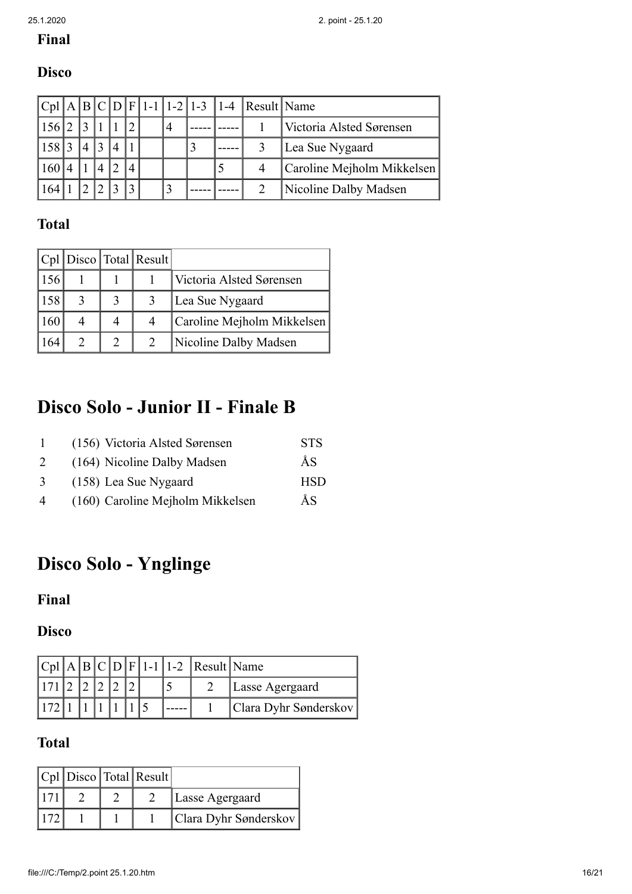### Final

### Disco

| Cpl | A | B | C | D | F | 1-1 | 1-2 | 1-3 | 1-4 | Result | Name |
|---|---|---|---|---|---|---|---|---|---|---|---|
| 156 | 2 | 3 | 1 | 1 | 2 | | 4 | ----- | ----- | 1 | Victoria Alsted Sørensen |
| 158 | 3 | 4 | 3 | 4 | 1 | | | 3 | ----- | 3 | Lea Sue Nygaard |
| 160 | 4 | 1 | 4 | 2 | 4 | | | | 5 | 4 | Caroline Mejholm Mikkelsen |
| 164 | 1 | 2 | 2 | 3 | 3 | | 3 | ----- | ----- | 2 | Nicoline Dalby Madsen |

### Total

| Cpl | Disco | Total | Result | |
|---|---|---|---|---|
| 156 | 1 | 1 | 1 | Victoria Alsted Sørensen |
| 158 | 3 | 3 | 3 | Lea Sue Nygaard |
| 160 | 4 | 4 | 4 | Caroline Mejholm Mikkelsen |
| 164 | 2 | 2 | 2 | Nicoline Dalby Madsen |

# Disco Solo - Junior II - Finale B

| | | |
|---|---|---|
| 1 | (156) Victoria Alsted Sørensen | STS |
| 2 | (164) Nicoline Dalby Madsen | ÅS |
| 3 | (158) Lea Sue Nygaard | HSD |
| 4 | (160) Caroline Mejholm Mikkelsen | ÅS |

# Disco Solo - Ynglinge

### Final

### Disco

| Cpl | A | B | C | D | F | 1-1 | 1-2 | Result | Name |
|---|---|---|---|---|---|---|---|---|---|
| 171 | 2 | 2 | 2 | 2 | 2 | | 5 | 2 | Lasse Agergaard |
| 172 | 1 | 1 | 1 | 1 | 1 | 5 | ----- | 1 | Clara Dyhr Sønderskov |

### Total

| Cpl | Disco | Total | Result | |
|---|---|---|---|---|
| 171 | 2 | 2 | 2 | Lasse Agergaard |
| 172 | 1 | 1 | 1 | Clara Dyhr Sønderskov |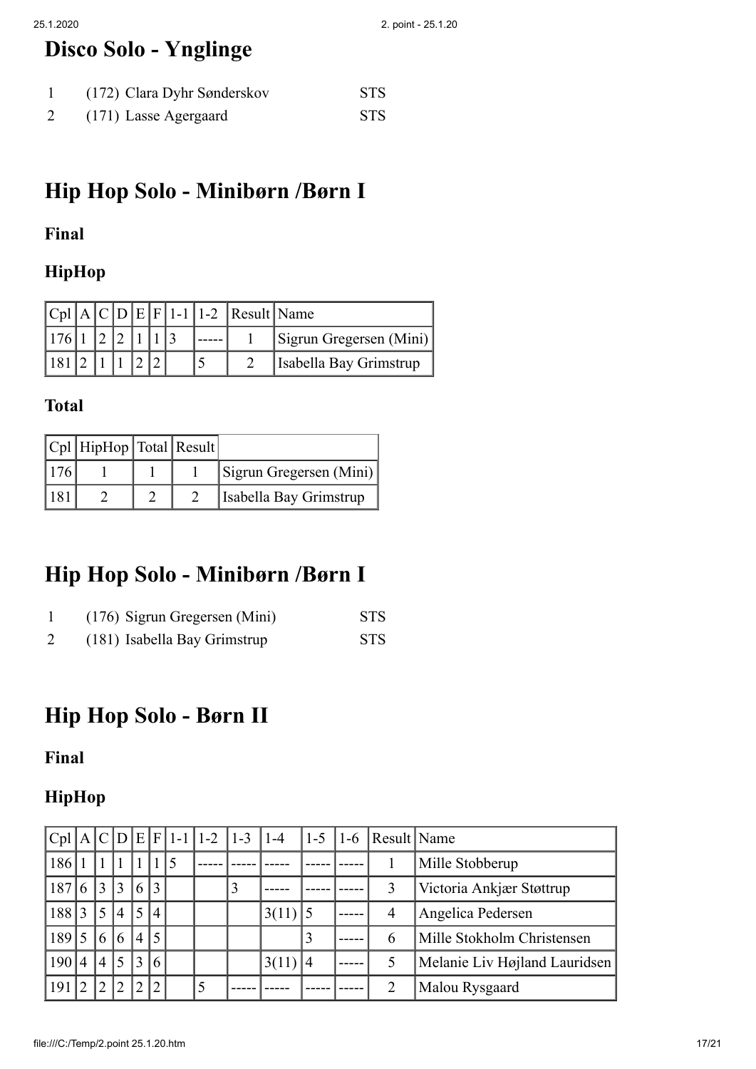# Disco Solo - Ynglinge

| | | |
|---|---|---|
| 1 | (172) Clara Dyhr Sønderskov | STS |
| 2 | (171) Lasse Agergaard | STS |

# Hip Hop Solo - Minibørn /Børn I

### Final

### HipHop

| Cpl | A | C | D | E | F | 1-1 | 1-2 | Result | Name |
|---|---|---|---|---|---|---|---|---|---|
| 176 | 1 | 2 | 2 | 1 | 1 | 3 | ----- | 1 | Sigrun Gregersen (Mini) |
| 181 | 2 | 1 | 1 | 2 | 2 | | 5 | 2 | Isabella Bay Grimstrup |

### Total

| Cpl | HipHop | Total | Result | |
|---|---|---|---|---|
| 176 | 1 | 1 | 1 | Sigrun Gregersen (Mini) |
| 181 | 2 | 2 | 2 | Isabella Bay Grimstrup |

# Hip Hop Solo - Minibørn /Børn I

| | | |
|---|---|---|
| 1 | (176) Sigrun Gregersen (Mini) | STS |
| 2 | (181) Isabella Bay Grimstrup | STS |

# Hip Hop Solo - Børn II

### Final

### HipHop

| Cpl | A | C | D | E | F | 1-1 | 1-2 | 1-3 | 1-4 | 1-5 | 1-6 | Result | Name |
|---|---|---|---|---|---|---|---|---|---|---|---|---|---|
| 186 | 1 | 1 | 1 | 1 | 1 | 5 | ----- | ----- | ----- | ----- | ----- | 1 | Mille Stobberup |
| 187 | 6 | 3 | 3 | 6 | 3 | | | 3 | ----- | ----- | ----- | 3 | Victoria Ankjær Støttrup |
| 188 | 3 | 5 | 4 | 5 | 4 | | | | 3(11) | 5 | ----- | 4 | Angelica Pedersen |
| 189 | 5 | 6 | 6 | 4 | 5 | | | | | 3 | ----- | 6 | Mille Stokholm Christensen |
| 190 | 4 | 4 | 5 | 3 | 6 | | | | 3(11) | 4 | ----- | 5 | Melanie Liv Højland Lauridsen |
| 191 | 2 | 2 | 2 | 2 | 2 | | 5 | ----- | ----- | ----- | ----- | 2 | Malou Rysgaard |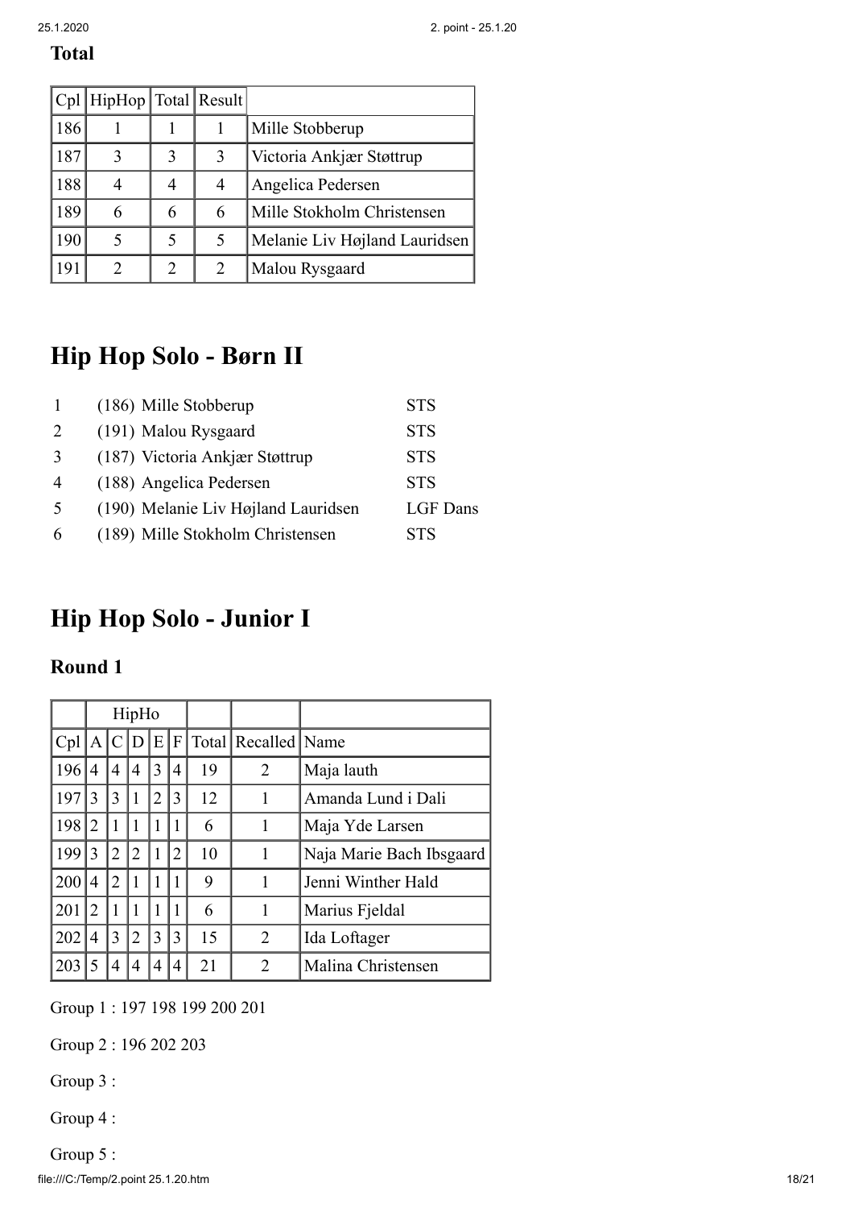**Total**

| Cpl | HipHop | Total | Result | |
|---|---|---|---|---|
| 186 | 1 | 1 | 1 | Mille Stobberup |
| 187 | 3 | 3 | 3 | Victoria Ankjær Støttrup |
| 188 | 4 | 4 | 4 | Angelica Pedersen |
| 189 | 6 | 6 | 6 | Mille Stokholm Christensen |
| 190 | 5 | 5 | 5 | Melanie Liv Højland Lauridsen |
| 191 | 2 | 2 | 2 | Malou Rysgaard |

# Hip Hop Solo - Børn II

| | | | |
|---|---|---|---|
| 1 | (186) | Mille Stobberup | STS |
| 2 | (191) | Malou Rysgaard | STS |
| 3 | (187) | Victoria Ankjær Støttrup | STS |
| 4 | (188) | Angelica Pedersen | STS |
| 5 | (190) | Melanie Liv Højland Lauridsen | LGF Dans |
| 6 | (189) | Mille Stokholm Christensen | STS |

# Hip Hop Solo - Junior I

## Round 1

| | HipHo | | | | | | | |
|---|---|---|---|---|---|---|---|---|
| Cpl | A | C | D | E | F | Total | Recalled | Name |
| 196 | 4 | 4 | 4 | 3 | 4 | 19 | 2 | Maja lauth |
| 197 | 3 | 3 | 1 | 2 | 3 | 12 | 1 | Amanda Lund i Dali |
| 198 | 2 | 1 | 1 | 1 | 1 | 6 | 1 | Maja Yde Larsen |
| 199 | 3 | 2 | 2 | 1 | 2 | 10 | 1 | Naja Marie Bach Ibsgaard |
| 200 | 4 | 2 | 1 | 1 | 1 | 9 | 1 | Jenni Winther Hald |
| 201 | 2 | 1 | 1 | 1 | 1 | 6 | 1 | Marius Fjeldal |
| 202 | 4 | 3 | 2 | 3 | 3 | 15 | 2 | Ida Loftager |
| 203 | 5 | 4 | 4 | 4 | 4 | 21 | 2 | Malina Christensen |

Group 1 : 197 198 199 200 201

Group 2 : 196 202 203

Group 3 :

Group 4 :

Group 5 :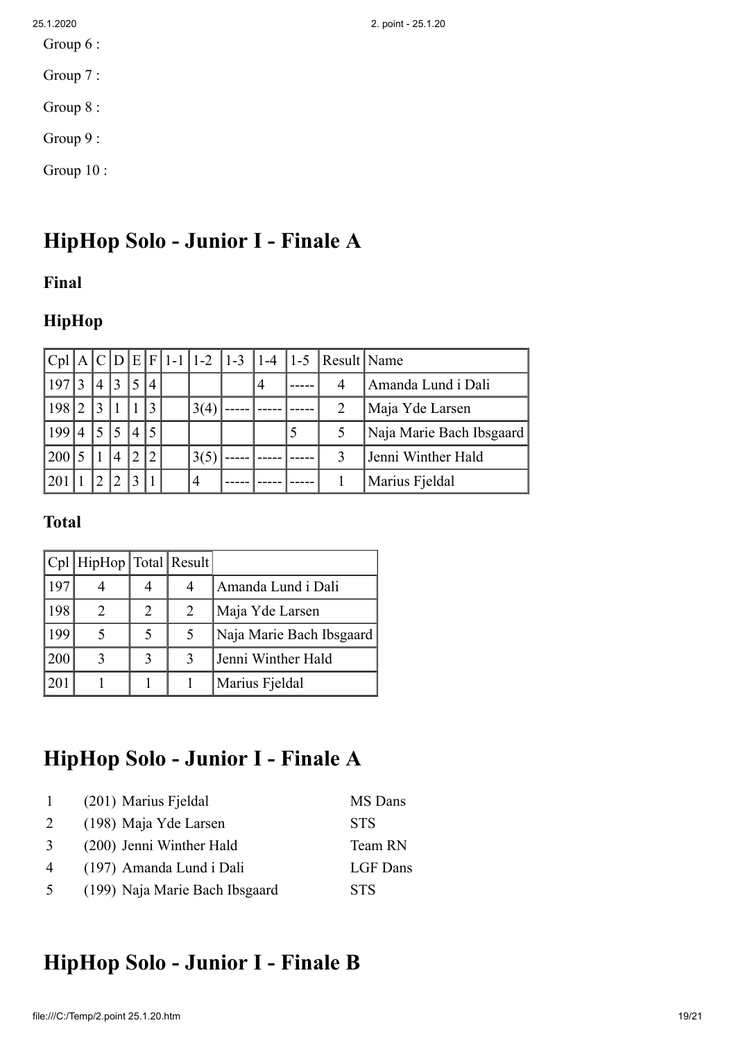Group 6 :

Group 7 :

Group 8 :

Group 9 :

Group 10 :

# HipHop Solo - Junior I - Finale A

### Final

### HipHop

| Cpl | A | C | D | E | F | 1-1 | 1-2 | 1-3 | 1-4 | 1-5 | Result | Name |
|---|---|---|---|---|---|---|---|---|---|---|---|---|
| 197 | 3 | 4 | 3 | 5 | 4 | | | | 4 | ----- | 4 | Amanda Lund i Dali |
| 198 | 2 | 3 | 1 | 1 | 3 | | 3(4) | ----- | ----- | ----- | 2 | Maja Yde Larsen |
| 199 | 4 | 5 | 5 | 4 | 5 | | | | | 5 | 5 | Naja Marie Bach Ibsgaard |
| 200 | 5 | 1 | 4 | 2 | 2 | | 3(5) | ----- | ----- | ----- | 3 | Jenni Winther Hald |
| 201 | 1 | 2 | 2 | 3 | 1 | | 4 | ----- | ----- | ----- | 1 | Marius Fjeldal |

### Total

| Cpl | HipHop | Total | Result | |
|---|---|---|---|---|
| 197 | 4 | 4 | 4 | Amanda Lund i Dali |
| 198 | 2 | 2 | 2 | Maja Yde Larsen |
| 199 | 5 | 5 | 5 | Naja Marie Bach Ibsgaard |
| 200 | 3 | 3 | 3 | Jenni Winther Hald |
| 201 | 1 | 1 | 1 | Marius Fjeldal |

# HipHop Solo - Junior I - Finale A

| | | |
|---|---|---|
| 1 | (201) Marius Fjeldal | MS Dans |
| 2 | (198) Maja Yde Larsen | STS |
| 3 | (200) Jenni Winther Hald | Team RN |
| 4 | (197) Amanda Lund i Dali | LGF Dans |
| 5 | (199) Naja Marie Bach Ibsgaard | STS |

# HipHop Solo - Junior I - Finale B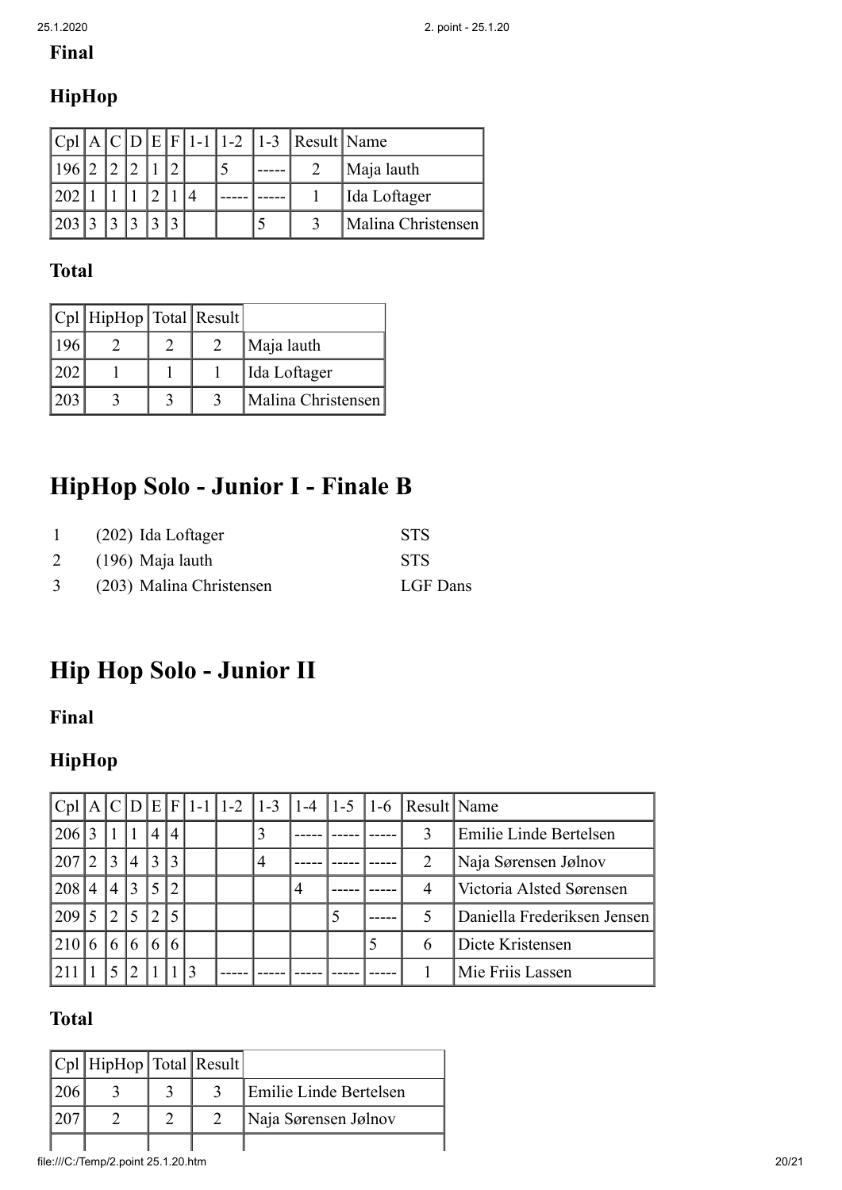**Final**

**HipHop**

| Cpl | A | C | D | E | F | 1-1 | 1-2 | 1-3 | Result | Name |
|---|---|---|---|---|---|---|---|---|---|---|
| 196 | 2 | 2 | 2 | 1 | 2 | | 5 | ----- | 2 | Maja lauth |
| 202 | 1 | 1 | 1 | 2 | 1 | 4 | ----- | ----- | 1 | Ida Loftager |
| 203 | 3 | 3 | 3 | 3 | 3 | | | 5 | 3 | Malina Christensen |

**Total**

| Cpl | HipHop | Total | Result | |
|---|---|---|---|---|
| 196 | 2 | 2 | 2 | Maja lauth |
| 202 | 1 | 1 | 1 | Ida Loftager |
| 203 | 3 | 3 | 3 | Malina Christensen |

# HipHop Solo - Junior I - Finale B

| | | |
|---|---|---|
| 1 | (202) Ida Loftager | STS |
| 2 | (196) Maja lauth | STS |
| 3 | (203) Malina Christensen | LGF Dans |

# Hip Hop Solo - Junior II

**Final**

**HipHop**

| Cpl | A | C | D | E | F | 1-1 | 1-2 | 1-3 | 1-4 | 1-5 | 1-6 | Result | Name |
|---|---|---|---|---|---|---|---|---|---|---|---|---|---|
| 206 | 3 | 1 | 1 | 4 | 4 | | | 3 | ----- | ----- | ----- | 3 | Emilie Linde Bertelsen |
| 207 | 2 | 3 | 4 | 3 | 3 | | | 4 | ----- | ----- | ----- | 2 | Naja Sørensen Jølnov |
| 208 | 4 | 4 | 3 | 5 | 2 | | | | 4 | ----- | ----- | 4 | Victoria Alsted Sørensen |
| 209 | 5 | 2 | 5 | 2 | 5 | | | | | 5 | ----- | 5 | Daniella Frederiksen Jensen |
| 210 | 6 | 6 | 6 | 6 | 6 | | | | | | 5 | 6 | Dicte Kristensen |
| 211 | 1 | 5 | 2 | 1 | 1 | 3 | ----- | ----- | ----- | ----- | ----- | 1 | Mie Friis Lassen |

**Total**

| Cpl | HipHop | Total | Result | |
|---|---|---|---|---|
| 206 | 3 | 3 | 3 | Emilie Linde Bertelsen |
| 207 | 2 | 2 | 2 | Naja Sørensen Jølnov |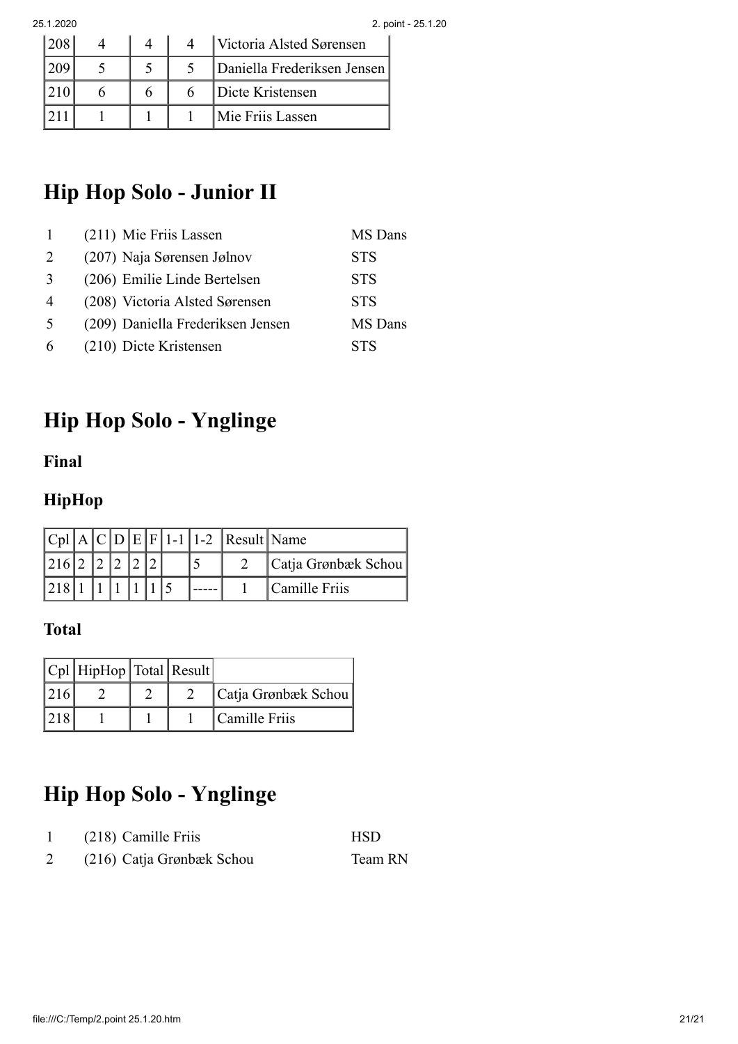| | | | | |
|---|---|---|---|---|
| 208 | 4 | 4 | 4 | Victoria Alsted Sørensen |
| 209 | 5 | 5 | 5 | Daniella Frederiksen Jensen |
| 210 | 6 | 6 | 6 | Dicte Kristensen |
| 211 | 1 | 1 | 1 | Mie Friis Lassen |

# Hip Hop Solo - Junior II

| | | |
|---|---|---|
| 1 | (211) Mie Friis Lassen | MS Dans |
| 2 | (207) Naja Sørensen Jølnov | STS |
| 3 | (206) Emilie Linde Bertelsen | STS |
| 4 | (208) Victoria Alsted Sørensen | STS |
| 5 | (209) Daniella Frederiksen Jensen | MS Dans |
| 6 | (210) Dicte Kristensen | STS |

# Hip Hop Solo - Ynglinge

### Final

### HipHop

| Cpl | A | C | D | E | F | 1-1 | 1-2 | Result | Name |
|---|---|---|---|---|---|---|---|---|---|
| 216 | 2 | 2 | 2 | 2 | 2 | | 5 | 2 | Catja Grønbæk Schou |
| 218 | 1 | 1 | 1 | 1 | 1 | 5 | ----- | 1 | Camille Friis |

### Total

| Cpl | HipHop | Total | Result | |
|---|---|---|---|---|
| 216 | 2 | 2 | 2 | Catja Grønbæk Schou |
| 218 | 1 | 1 | 1 | Camille Friis |

# Hip Hop Solo - Ynglinge

| | | |
|---|---|---|
| 1 | (218) Camille Friis | HSD |
| 2 | (216) Catja Grønbæk Schou | Team RN |